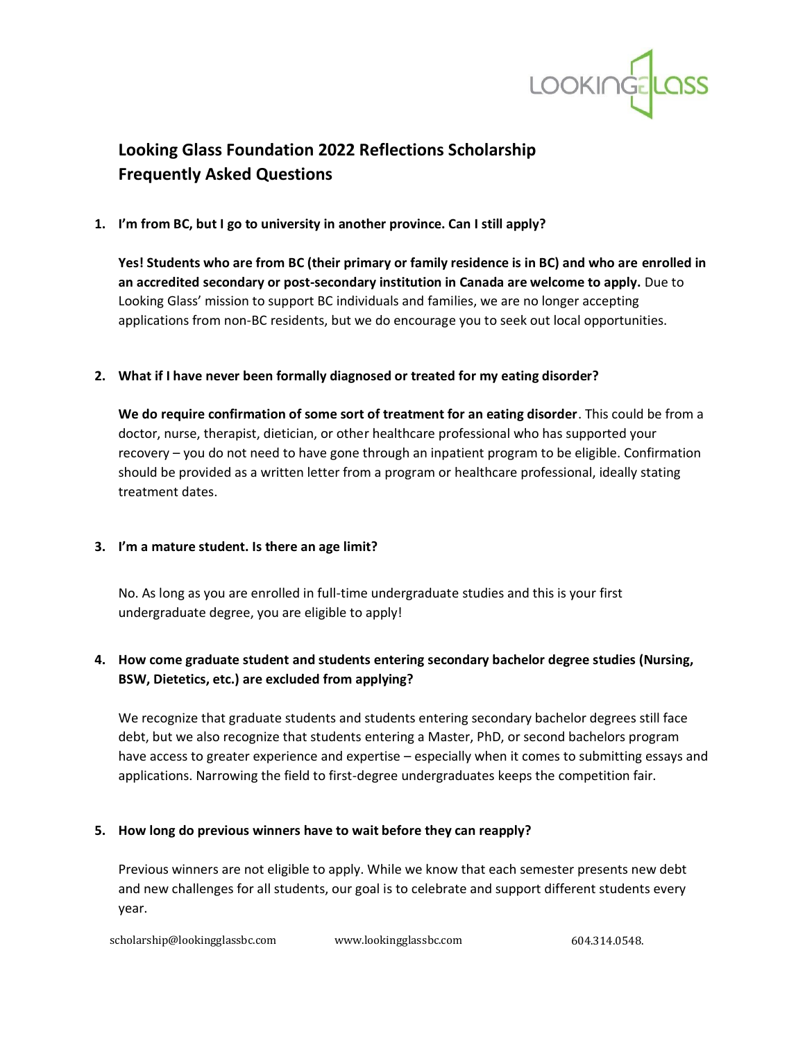# Looking Glass Foundation 2022 Reflections Scholarship Frequently Asked Questions

1. **I'm from BC, but I go to university in another province. Can I still apply?**

   **Yes! Students who are from BC (their primary or family residence is in BC) and who are enrolled in an accredited secondary or post-secondary institution in Canada are welcome to apply.** Due to Looking Glass' mission to support BC individuals and families, we are no longer accepting applications from non-BC residents, but we do encourage you to seek out local opportunities.

2. **What if I have never been formally diagnosed or treated for my eating disorder?**

   **We do require confirmation of some sort of treatment for an eating disorder**. This could be from a doctor, nurse, therapist, dietician, or other healthcare professional who has supported your recovery – you do not need to have gone through an inpatient program to be eligible. Confirmation should be provided as a written letter from a program or healthcare professional, ideally stating treatment dates.

3. **I'm a mature student. Is there an age limit?**

   No. As long as you are enrolled in full-time undergraduate studies and this is your first undergraduate degree, you are eligible to apply!

4. **How come graduate student and students entering secondary bachelor degree studies (Nursing, BSW, Dietetics, etc.) are excluded from applying?**

   We recognize that graduate students and students entering secondary bachelor degrees still face debt, but we also recognize that students entering a Master, PhD, or second bachelors program have access to greater experience and expertise – especially when it comes to submitting essays and applications. Narrowing the field to first-degree undergraduates keeps the competition fair.

5. **How long do previous winners have to wait before they can reapply?**

   Previous winners are not eligible to apply. While we know that each semester presents new debt and new challenges for all students, our goal is to celebrate and support different students every year.

scholarship@lookingglassbc.com www.lookingglassbc.com 604.314.0548.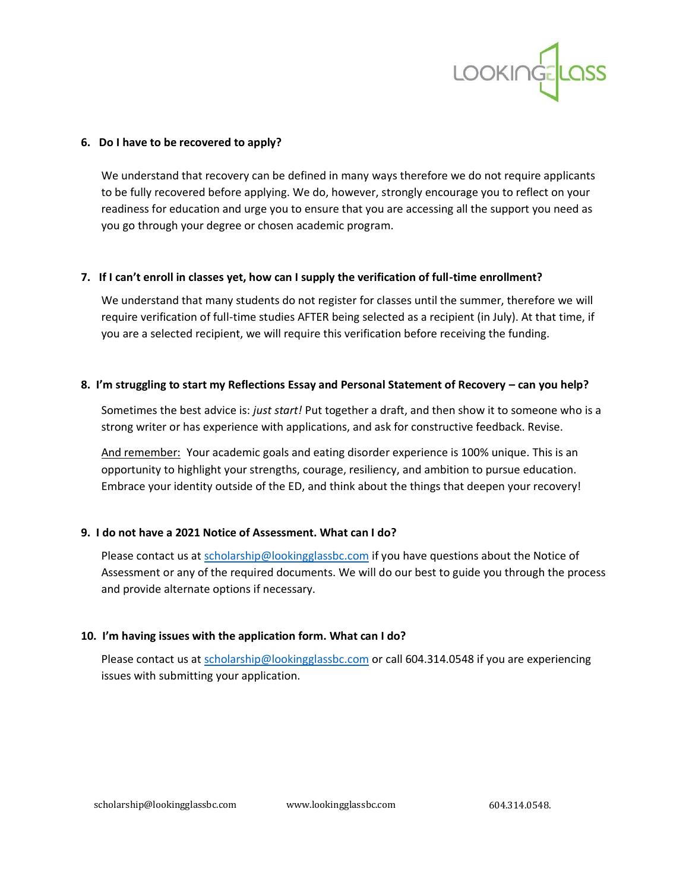**6. Do I have to be recovered to apply?**

We understand that recovery can be defined in many ways therefore we do not require applicants to be fully recovered before applying. We do, however, strongly encourage you to reflect on your readiness for education and urge you to ensure that you are accessing all the support you need as you go through your degree or chosen academic program.

**7. If I can't enroll in classes yet, how can I supply the verification of full-time enrollment?**

We understand that many students do not register for classes until the summer, therefore we will require verification of full-time studies AFTER being selected as a recipient (in July). At that time, if you are a selected recipient, we will require this verification before receiving the funding.

**8. I'm struggling to start my Reflections Essay and Personal Statement of Recovery – can you help?**

Sometimes the best advice is: *just start!* Put together a draft, and then show it to someone who is a strong writer or has experience with applications, and ask for constructive feedback. Revise.

And remember: Your academic goals and eating disorder experience is 100% unique. This is an opportunity to highlight your strengths, courage, resiliency, and ambition to pursue education. Embrace your identity outside of the ED, and think about the things that deepen your recovery!

**9. I do not have a 2021 Notice of Assessment. What can I do?**

Please contact us at scholarship@lookingglassbc.com if you have questions about the Notice of Assessment or any of the required documents. We will do our best to guide you through the process and provide alternate options if necessary.

**10. I'm having issues with the application form. What can I do?**

Please contact us at scholarship@lookingglassbc.com or call 604.314.0548 if you are experiencing issues with submitting your application.